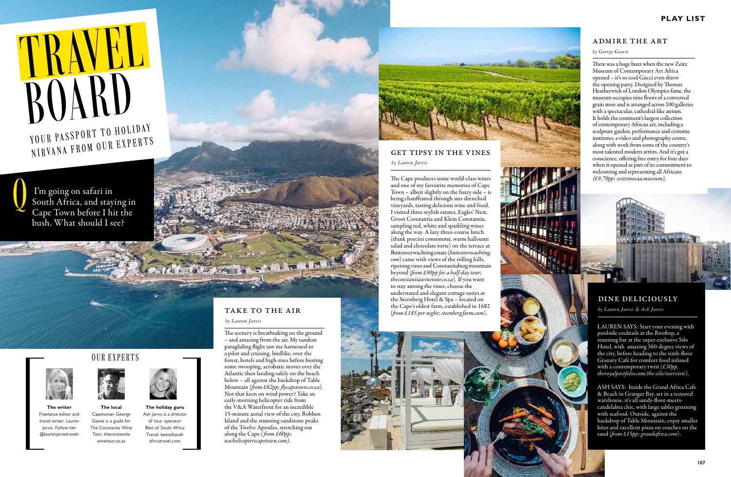# TRAVEL BOARD

YOUR PASSPORT TO HOLIDAY NIRVANA FROM OUR EXPERTS

**Q** I'm going on safari in South Africa, and staying in Cape Town before I hit the bush. What should I see?

## OUR EXPERTS

**The writer**
Freelance editor and travel writer, Lauren Jarvis. Follow her @laurenjarvistravels

**The local**
Capetonian George Gawie is a guide for The Constantia Wine Tour; theconstantia winetour.co.za

**The holiday guru**
Ash Jarvis is a director of tour operator Best of South Africa Travel; bestofsouth africatravel.com

## TAKE TO THE AIR

*by Lauren Jarvis*

The scenery is breathtaking on the ground – and amazing from the air. My tandem paragliding flight saw me harnessed to a pilot and cruising, birdlike, over the forest, hotels and high-rises before busting some swooping, acrobatic moves over the Atlantic then landing safely on the beach below – all against the backdrop of Table Mountain (*from £62pp; flycapetown.co.za*). Not that keen on wind power? Take an early-morning helicopter ride from the V&A Waterfront for an incredible 15-minute aerial view of the city, Robben Island and the stunning sandstone peaks of the Twelve Apostles, stretching out along the Cape (*from £60pp; nachelicopterscapetown.com).*

## GET TIPSY IN THE VINES

*by Lauren Jarvis*

The Cape produces some world-class wines and one of my favourite memories of Cape Town – albeit slightly on the fuzzy side – is being chauffeured through sun-drenched vineyards, tasting delicious wine and food. I visited three stylish estates, Eagles' Nest, Groot Constantia and Klein Constantia, sampling red, white and sparkling wines along the way. A lazy three-course lunch (think porcini consommé, warm halloumi salad and chocolate torte) on the terrace at Buitenverwachting estate (*buitenverwachting.com*) came with views of the rolling hills, ripening vines and Constantiaberg mountain beyond (*from £90pp for a half-day tour; theconstantiawinetour.co.za*). If you want to stay among the vines, choose the understated and elegant cottage suites at the Steenberg Hotel & Spa – located on the Cape's oldest farm, established in 1682 (*from £185 per night; steenbergfarm.com*).

## ADMIRE THE ART

*by George Gawie*

There was a huge buzz when the new Zeitz Museum of Contemporary Art Africa opened – it's so cool Gucci even threw the opening party. Designed by Thomas Heatherwick of London Olympics fame, the museum occupies nine floors of a converted grain store and is arranged across 100 galleries with a spectacular, cathedral-like atrium. It holds the continent's largest collection of contemporary African art, including a sculpture garden, performance and costume institutes, a video and photography centre, along with work from some of the country's most talented modern artists. And it's got a conscience, offering free entry for four days when it opened as part of its commitment to welcoming and representing all Africans *(£9.70pp; zeitzmocaa.museum).*

## DINE DELICIOUSLY

*by Lauren Jarvis & Ash Jarvis*

LAUREN SAYS: Start your evening with poolside cocktails at the Rooftop, a stunning bar at the super-exclusive Silo Hotel, with amazing 360-degree views of the city, before heading to the sixth-floor Granary Café for comfort food infused with a contemporary twist (*£30pp, theroyalportfolio.com/the-silo/overview*).

ASH SAYS: Inside the Grand Africa Cafe & Beach in Granger Bay, set in a restored warehouse, it's all sandy-floor-meets-candelabra chic, with large tables groaning with seafood. Outside, against the backdrop of Table Mountain, enjoy smaller bites and excellent pizza on couches on the sand (*from £15pp; grandafrica.com*).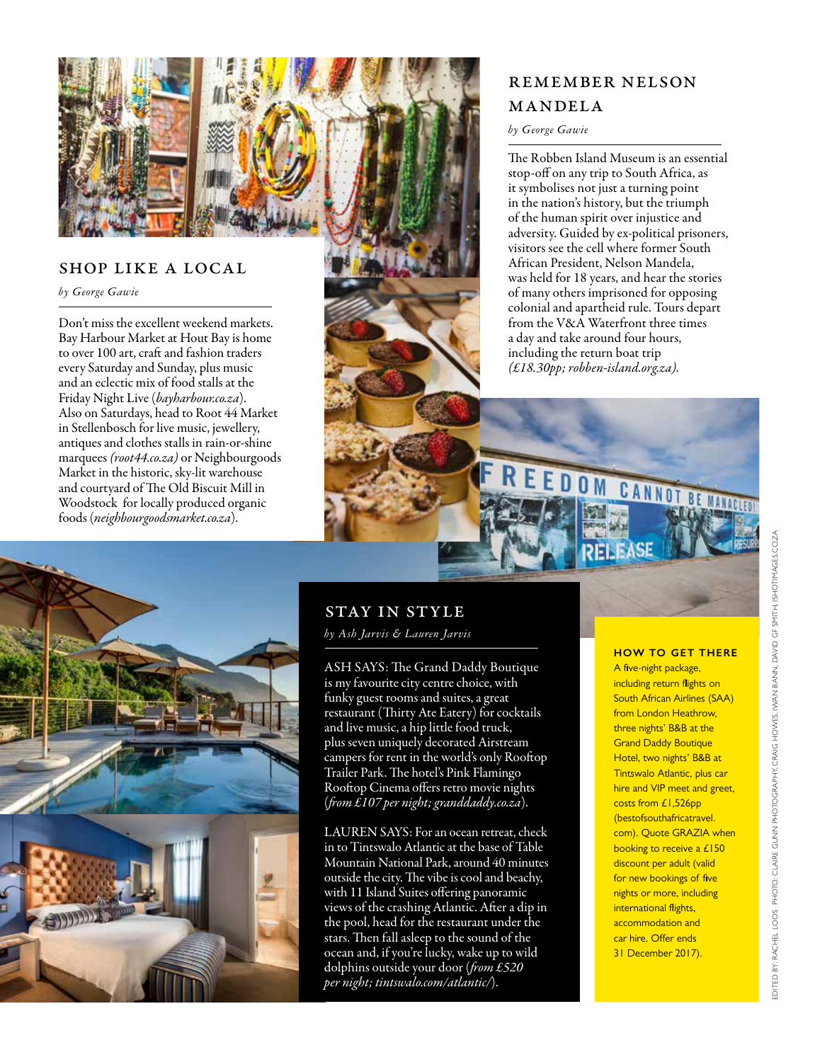## SHOP LIKE A LOCAL

*by George Gawie*

Don't miss the excellent weekend markets. Bay Harbour Market at Hout Bay is home to over 100 art, craft and fashion traders every Saturday and Sunday, plus music and an eclectic mix of food stalls at the Friday Night Live (*bayharbour.co.za*). Also on Saturdays, head to Root 44 Market in Stellenbosch for live music, jewellery, antiques and clothes stalls in rain-or-shine marquees *(root44.co.za)* or Neighbourgoods Market in the historic, sky-lit warehouse and courtyard of The Old Biscuit Mill in Woodstock for locally produced organic foods (*neighbourgoodsmarket.co.za*).

## REMEMBER NELSON MANDELA

*by George Gawie*

The Robben Island Museum is an essential stop-off on any trip to South Africa, as it symbolises not just a turning point in the nation's history, but the triumph of the human spirit over injustice and adversity. Guided by ex-political prisoners, visitors see the cell where former South African President, Nelson Mandela, was held for 18 years, and hear the stories of many others imprisoned for opposing colonial and apartheid rule. Tours depart from the V&A Waterfront three times a day and take around four hours, including the return boat trip *(£18.30pp; robben-island.org.za)*.

## STAY IN STYLE

*by Ash Jarvis & Lauren Jarvis*

ASH SAYS: The Grand Daddy Boutique is my favourite city centre choice, with funky guest rooms and suites, a great restaurant (Thirty Ate Eatery) for cocktails and live music, a hip little food truck, plus seven uniquely decorated Airstream campers for rent in the world's only Rooftop Trailer Park. The hotel's Pink Flamingo Rooftop Cinema offers retro movie nights (*from £107 per night; granddaddy.co.za*).

LAUREN SAYS: For an ocean retreat, check in to Tintswalo Atlantic at the base of Table Mountain National Park, around 40 minutes outside the city. The vibe is cool and beachy, with 11 Island Suites offering panoramic views of the crashing Atlantic. After a dip in the pool, head for the restaurant under the stars. Then fall asleep to the sound of the ocean and, if you're lucky, wake up to wild dolphins outside your door (*from £520 per night; tintswalo.com/atlantic/*).

### HOW TO GET THERE

A five-night package, including return flights on South African Airlines (SAA) from London Heathrow, three nights' B&B at the Grand Daddy Boutique Hotel, two nights' B&B at Tintswalo Atlantic, plus car hire and VIP meet and greet, costs from £1,526pp (bestofsouthafricatravel.com). Quote GRAZIA when booking to receive a £150 discount per adult (valid for new bookings of five nights or more, including international flights, accommodation and car hire. Offer ends 31 December 2017).

EDITED BY: RACHEL LOOS PHOTO: CLAIRE GUNN PHOTOGRAPHY, CRAIG HOWES, IWAN BANN, DAVID GF SMITH, ISHOTIMAGES.CO.ZA